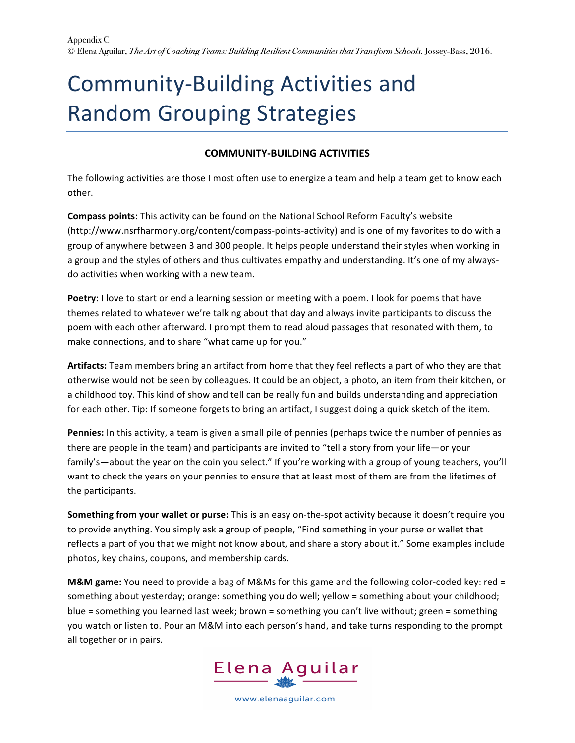Appendix C
© Elena Aguilar, *The Art of Coaching Teams: Building Resilient Communities that Transform Schools.* Jossey-Bass, 2016.

# Community-Building Activities and Random Grouping Strategies

## COMMUNITY-BUILDING ACTIVITIES

The following activities are those I most often use to energize a team and help a team get to know each other.

**Compass points:** This activity can be found on the National School Reform Faculty's website (http://www.nsrfharmony.org/content/compass-points-activity) and is one of my favorites to do with a group of anywhere between 3 and 300 people. It helps people understand their styles when working in a group and the styles of others and thus cultivates empathy and understanding. It's one of my always-do activities when working with a new team.

**Poetry:** I love to start or end a learning session or meeting with a poem. I look for poems that have themes related to whatever we're talking about that day and always invite participants to discuss the poem with each other afterward. I prompt them to read aloud passages that resonated with them, to make connections, and to share "what came up for you."

**Artifacts:** Team members bring an artifact from home that they feel reflects a part of who they are that otherwise would not be seen by colleagues. It could be an object, a photo, an item from their kitchen, or a childhood toy. This kind of show and tell can be really fun and builds understanding and appreciation for each other. Tip: If someone forgets to bring an artifact, I suggest doing a quick sketch of the item.

**Pennies:** In this activity, a team is given a small pile of pennies (perhaps twice the number of pennies as there are people in the team) and participants are invited to "tell a story from your life—or your family's—about the year on the coin you select." If you're working with a group of young teachers, you'll want to check the years on your pennies to ensure that at least most of them are from the lifetimes of the participants.

**Something from your wallet or purse:** This is an easy on-the-spot activity because it doesn't require you to provide anything. You simply ask a group of people, "Find something in your purse or wallet that reflects a part of you that we might not know about, and share a story about it." Some examples include photos, key chains, coupons, and membership cards.

**M&M game:** You need to provide a bag of M&Ms for this game and the following color-coded key: red = something about yesterday; orange: something you do well; yellow = something about your childhood; blue = something you learned last week; brown = something you can't live without; green = something you watch or listen to. Pour an M&M into each person's hand, and take turns responding to the prompt all together or in pairs.

Elena Aguilar
www.elenaaguilar.com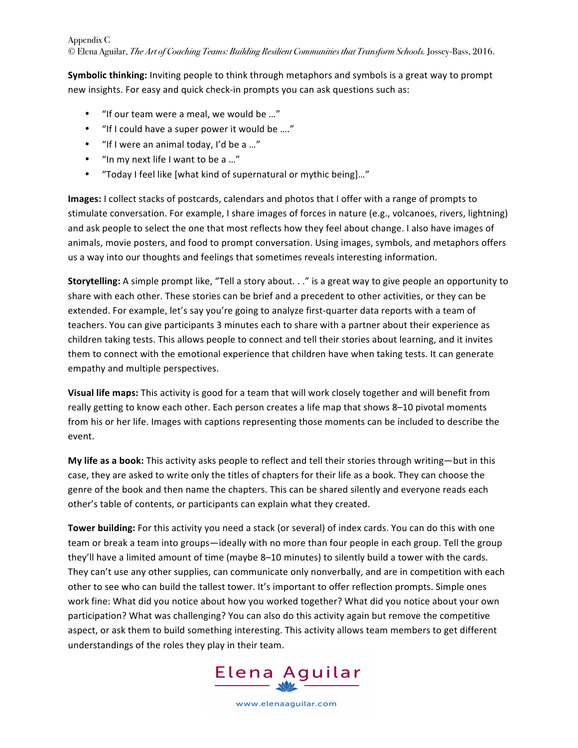**Symbolic thinking:** Inviting people to think through metaphors and symbols is a great way to prompt new insights. For easy and quick check-in prompts you can ask questions such as:

- "If our team were a meal, we would be …"
- "If I could have a super power it would be …."
- "If I were an animal today, I'd be a …"
- "In my next life I want to be a …"
- "Today I feel like [what kind of supernatural or mythic being]…"

**Images:** I collect stacks of postcards, calendars and photos that I offer with a range of prompts to stimulate conversation. For example, I share images of forces in nature (e.g., volcanoes, rivers, lightning) and ask people to select the one that most reflects how they feel about change. I also have images of animals, movie posters, and food to prompt conversation. Using images, symbols, and metaphors offers us a way into our thoughts and feelings that sometimes reveals interesting information.

**Storytelling:** A simple prompt like, "Tell a story about. . ." is a great way to give people an opportunity to share with each other. These stories can be brief and a precedent to other activities, or they can be extended. For example, let's say you're going to analyze first-quarter data reports with a team of teachers. You can give participants 3 minutes each to share with a partner about their experience as children taking tests. This allows people to connect and tell their stories about learning, and it invites them to connect with the emotional experience that children have when taking tests. It can generate empathy and multiple perspectives.

**Visual life maps:** This activity is good for a team that will work closely together and will benefit from really getting to know each other. Each person creates a life map that shows 8–10 pivotal moments from his or her life. Images with captions representing those moments can be included to describe the event.

**My life as a book:** This activity asks people to reflect and tell their stories through writing—but in this case, they are asked to write only the titles of chapters for their life as a book. They can choose the genre of the book and then name the chapters. This can be shared silently and everyone reads each other's table of contents, or participants can explain what they created.

**Tower building:** For this activity you need a stack (or several) of index cards. You can do this with one team or break a team into groups—ideally with no more than four people in each group. Tell the group they'll have a limited amount of time (maybe 8–10 minutes) to silently build a tower with the cards. They can't use any other supplies, can communicate only nonverbally, and are in competition with each other to see who can build the tallest tower. It's important to offer reflection prompts. Simple ones work fine: What did you notice about how you worked together? What did you notice about your own participation? What was challenging? You can also do this activity again but remove the competitive aspect, or ask them to build something interesting. This activity allows team members to get different understandings of the roles they play in their team.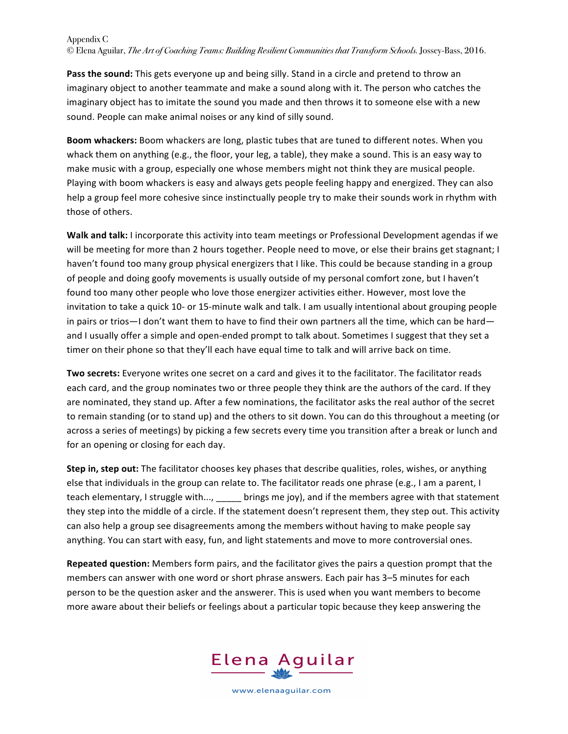**Pass the sound:** This gets everyone up and being silly. Stand in a circle and pretend to throw an imaginary object to another teammate and make a sound along with it. The person who catches the imaginary object has to imitate the sound you made and then throws it to someone else with a new sound. People can make animal noises or any kind of silly sound.

**Boom whackers:** Boom whackers are long, plastic tubes that are tuned to different notes. When you whack them on anything (e.g., the floor, your leg, a table), they make a sound. This is an easy way to make music with a group, especially one whose members might not think they are musical people. Playing with boom whackers is easy and always gets people feeling happy and energized. They can also help a group feel more cohesive since instinctually people try to make their sounds work in rhythm with those of others.

**Walk and talk:** I incorporate this activity into team meetings or Professional Development agendas if we will be meeting for more than 2 hours together. People need to move, or else their brains get stagnant; I haven't found too many group physical energizers that I like. This could be because standing in a group of people and doing goofy movements is usually outside of my personal comfort zone, but I haven't found too many other people who love those energizer activities either. However, most love the invitation to take a quick 10- or 15-minute walk and talk. I am usually intentional about grouping people in pairs or trios—I don't want them to have to find their own partners all the time, which can be hard—and I usually offer a simple and open-ended prompt to talk about. Sometimes I suggest that they set a timer on their phone so that they'll each have equal time to talk and will arrive back on time.

**Two secrets:** Everyone writes one secret on a card and gives it to the facilitator. The facilitator reads each card, and the group nominates two or three people they think are the authors of the card. If they are nominated, they stand up. After a few nominations, the facilitator asks the real author of the secret to remain standing (or to stand up) and the others to sit down. You can do this throughout a meeting (or across a series of meetings) by picking a few secrets every time you transition after a break or lunch and for an opening or closing for each day.

**Step in, step out:** The facilitator chooses key phases that describe qualities, roles, wishes, or anything else that individuals in the group can relate to. The facilitator reads one phrase (e.g., I am a parent, I teach elementary, I struggle with..., _____ brings me joy), and if the members agree with that statement they step into the middle of a circle. If the statement doesn't represent them, they step out. This activity can also help a group see disagreements among the members without having to make people say anything. You can start with easy, fun, and light statements and move to more controversial ones.

**Repeated question:** Members form pairs, and the facilitator gives the pairs a question prompt that the members can answer with one word or short phrase answers. Each pair has 3–5 minutes for each person to be the question asker and the answerer. This is used when you want members to become more aware about their beliefs or feelings about a particular topic because they keep answering the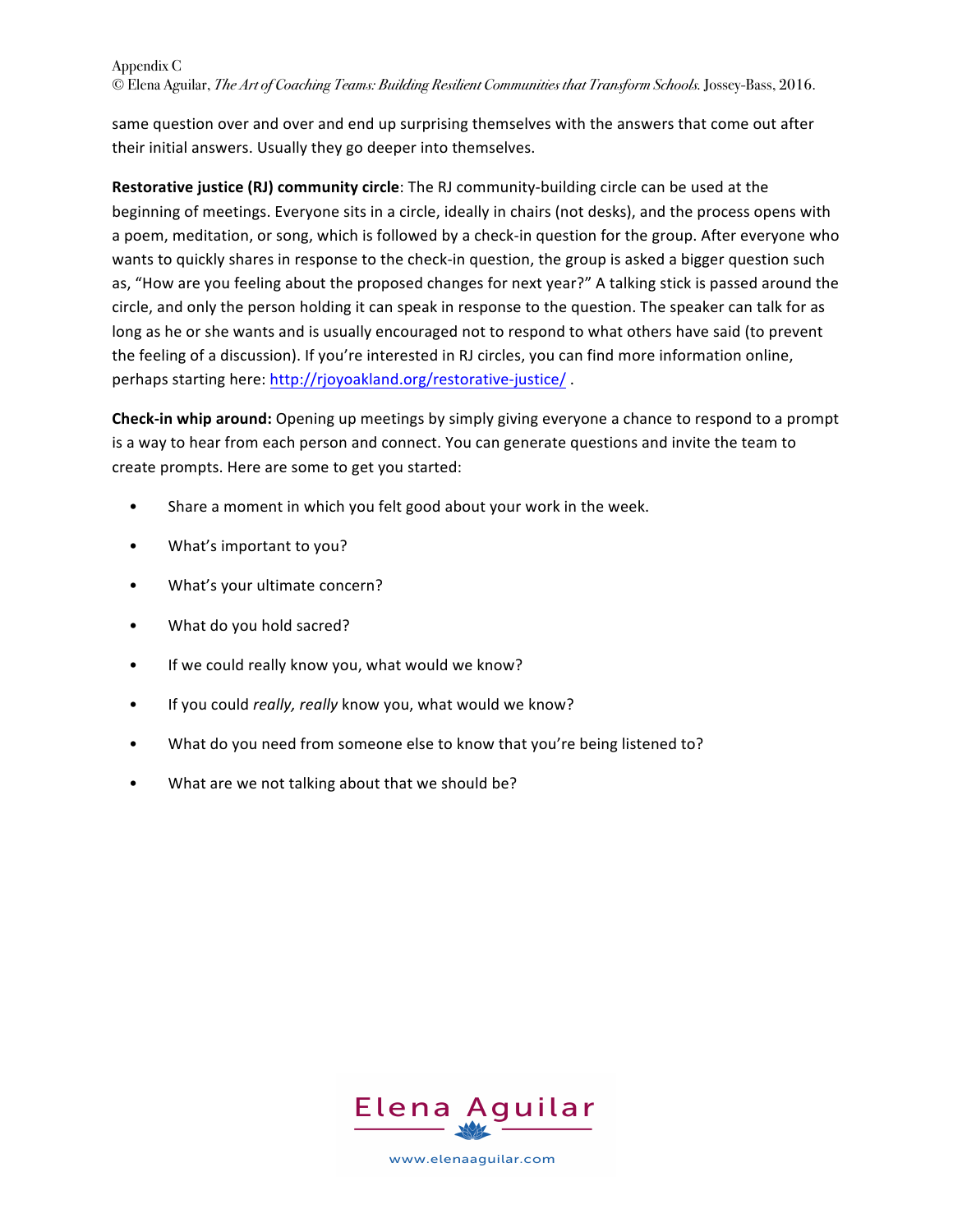same question over and over and end up surprising themselves with the answers that come out after their initial answers. Usually they go deeper into themselves.

**Restorative justice (RJ) community circle**: The RJ community-building circle can be used at the beginning of meetings. Everyone sits in a circle, ideally in chairs (not desks), and the process opens with a poem, meditation, or song, which is followed by a check-in question for the group. After everyone who wants to quickly shares in response to the check-in question, the group is asked a bigger question such as, "How are you feeling about the proposed changes for next year?" A talking stick is passed around the circle, and only the person holding it can speak in response to the question. The speaker can talk for as long as he or she wants and is usually encouraged not to respond to what others have said (to prevent the feeling of a discussion). If you're interested in RJ circles, you can find more information online, perhaps starting here: http://rjoyoakland.org/restorative-justice/ .

**Check-in whip around:** Opening up meetings by simply giving everyone a chance to respond to a prompt is a way to hear from each person and connect. You can generate questions and invite the team to create prompts. Here are some to get you started:

- Share a moment in which you felt good about your work in the week.
- What's important to you?
- What's your ultimate concern?
- What do you hold sacred?
- If we could really know you, what would we know?
- If you could *really, really* know you, what would we know?
- What do you need from someone else to know that you're being listened to?
- What are we not talking about that we should be?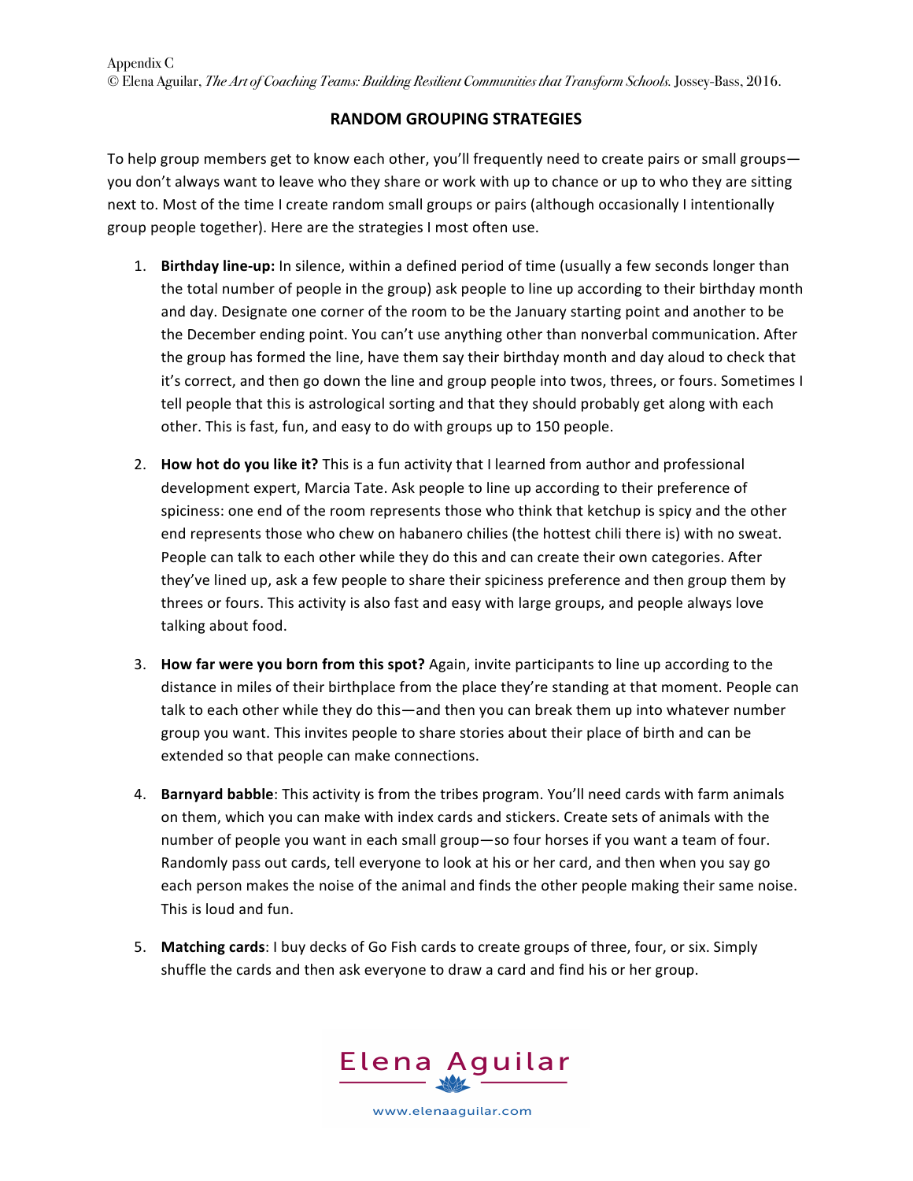Appendix C
© Elena Aguilar, *The Art of Coaching Teams: Building Resilient Communities that Transform Schools.* Jossey-Bass, 2016.

## RANDOM GROUPING STRATEGIES

To help group members get to know each other, you'll frequently need to create pairs or small groups—you don't always want to leave who they share or work with up to chance or up to who they are sitting next to. Most of the time I create random small groups or pairs (although occasionally I intentionally group people together). Here are the strategies I most often use.

1. **Birthday line-up:** In silence, within a defined period of time (usually a few seconds longer than the total number of people in the group) ask people to line up according to their birthday month and day. Designate one corner of the room to be the January starting point and another to be the December ending point. You can't use anything other than nonverbal communication. After the group has formed the line, have them say their birthday month and day aloud to check that it's correct, and then go down the line and group people into twos, threes, or fours. Sometimes I tell people that this is astrological sorting and that they should probably get along with each other. This is fast, fun, and easy to do with groups up to 150 people.

2. **How hot do you like it?** This is a fun activity that I learned from author and professional development expert, Marcia Tate. Ask people to line up according to their preference of spiciness: one end of the room represents those who think that ketchup is spicy and the other end represents those who chew on habanero chilies (the hottest chili there is) with no sweat. People can talk to each other while they do this and can create their own categories. After they've lined up, ask a few people to share their spiciness preference and then group them by threes or fours. This activity is also fast and easy with large groups, and people always love talking about food.

3. **How far were you born from this spot?** Again, invite participants to line up according to the distance in miles of their birthplace from the place they're standing at that moment. People can talk to each other while they do this—and then you can break them up into whatever number group you want. This invites people to share stories about their place of birth and can be extended so that people can make connections.

4. **Barnyard babble**: This activity is from the tribes program. You'll need cards with farm animals on them, which you can make with index cards and stickers. Create sets of animals with the number of people you want in each small group—so four horses if you want a team of four. Randomly pass out cards, tell everyone to look at his or her card, and then when you say go each person makes the noise of the animal and finds the other people making their same noise. This is loud and fun.

5. **Matching cards**: I buy decks of Go Fish cards to create groups of three, four, or six. Simply shuffle the cards and then ask everyone to draw a card and find his or her group.

Elena Aguilar
www.elenaaguilar.com